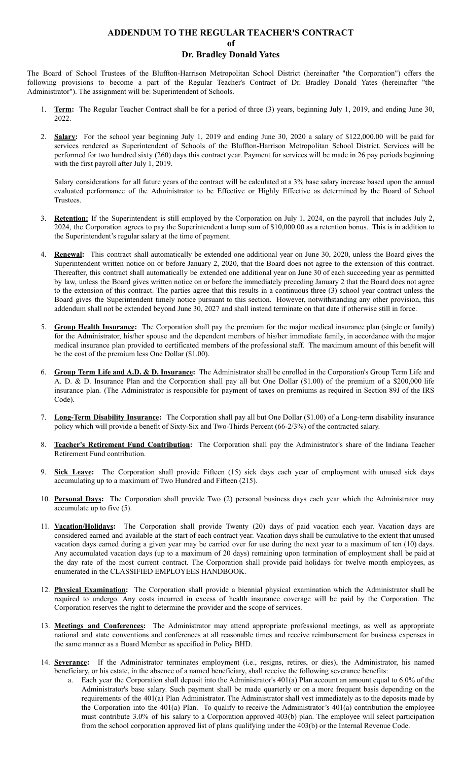# ADDENDUM TO THE REGULAR TEACHER'S CONTRACT

## of

## Dr. Bradley Donald Yates

The Board of School Trustees of the Bluffton-Harrison Metropolitan School District (hereinafter "the Corporation") offers the following provisions to become a part of the Regular Teacher's Contract of Dr. Bradley Donald Yates (hereinafter "the Administrator"). The assignment will be: Superintendent of Schools.

1. **Term:** The Regular Teacher Contract shall be for a period of three (3) years, beginning July 1, 2019, and ending June 30, 2022.

2. **Salary:** For the school year beginning July 1, 2019 and ending June 30, 2020 a salary of $122,000.00 will be paid for services rendered as Superintendent of Schools of the Bluffton-Harrison Metropolitan School District. Services will be performed for two hundred sixty (260) days this contract year. Payment for services will be made in 26 pay periods beginning with the first payroll after July 1, 2019.

   Salary considerations for all future years of the contract will be calculated at a 3% base salary increase based upon the annual evaluated performance of the Administrator to be Effective or Highly Effective as determined by the Board of School Trustees.

3. **Retention:** If the Superintendent is still employed by the Corporation on July 1, 2024, on the payroll that includes July 2, 2024, the Corporation agrees to pay the Superintendent a lump sum of $10,000.00 as a retention bonus. This is in addition to the Superintendent's regular salary at the time of payment.

4. **Renewal:** This contract shall automatically be extended one additional year on June 30, 2020, unless the Board gives the Superintendent written notice on or before January 2, 2020, that the Board does not agree to the extension of this contract. Thereafter, this contract shall automatically be extended one additional year on June 30 of each succeeding year as permitted by law, unless the Board gives written notice on or before the immediately preceding January 2 that the Board does not agree to the extension of this contract. The parties agree that this results in a continuous three (3) school year contract unless the Board gives the Superintendent timely notice pursuant to this section. However, notwithstanding any other provision, this addendum shall not be extended beyond June 30, 2027 and shall instead terminate on that date if otherwise still in force.

5. **Group Health Insurance:** The Corporation shall pay the premium for the major medical insurance plan (single or family) for the Administrator, his/her spouse and the dependent members of his/her immediate family, in accordance with the major medical insurance plan provided to certificated members of the professional staff. The maximum amount of this benefit will be the cost of the premium less One Dollar ($1.00).

6. **Group Term Life and A.D. & D. Insurance:** The Administrator shall be enrolled in the Corporation's Group Term Life and A. D. & D. Insurance Plan and the Corporation shall pay all but One Dollar ($1.00) of the premium of a $200,000 life insurance plan. (The Administrator is responsible for payment of taxes on premiums as required in Section 89J of the IRS Code).

7. **Long-Term Disability Insurance:** The Corporation shall pay all but One Dollar ($1.00) of a Long-term disability insurance policy which will provide a benefit of Sixty-Six and Two-Thirds Percent (66-2/3%) of the contracted salary.

8. **Teacher's Retirement Fund Contribution:** The Corporation shall pay the Administrator's share of the Indiana Teacher Retirement Fund contribution.

9. **Sick Leave:** The Corporation shall provide Fifteen (15) sick days each year of employment with unused sick days accumulating up to a maximum of Two Hundred and Fifteen (215).

10. **Personal Days:** The Corporation shall provide Two (2) personal business days each year which the Administrator may accumulate up to five (5).

11. **Vacation/Holidays:** The Corporation shall provide Twenty (20) days of paid vacation each year. Vacation days are considered earned and available at the start of each contract year. Vacation days shall be cumulative to the extent that unused vacation days earned during a given year may be carried over for use during the next year to a maximum of ten (10) days. Any accumulated vacation days (up to a maximum of 20 days) remaining upon termination of employment shall be paid at the day rate of the most current contract. The Corporation shall provide paid holidays for twelve month employees, as enumerated in the CLASSIFIED EMPLOYEES HANDBOOK.

12. **Physical Examination:** The Corporation shall provide a biennial physical examination which the Administrator shall be required to undergo. Any costs incurred in excess of health insurance coverage will be paid by the Corporation. The Corporation reserves the right to determine the provider and the scope of services.

13. **Meetings and Conferences:** The Administrator may attend appropriate professional meetings, as well as appropriate national and state conventions and conferences at all reasonable times and receive reimbursement for business expenses in the same manner as a Board Member as specified in Policy BHD.

14. **Severance:** If the Administrator terminates employment (i.e., resigns, retires, or dies), the Administrator, his named beneficiary, or his estate, in the absence of a named beneficiary, shall receive the following severance benefits:
    a. Each year the Corporation shall deposit into the Administrator's 401(a) Plan account an amount equal to 6.0% of the Administrator's base salary. Such payment shall be made quarterly or on a more frequent basis depending on the requirements of the 401(a) Plan Administrator. The Administrator shall vest immediately as to the deposits made by the Corporation into the 401(a) Plan. To qualify to receive the Administrator's 401(a) contribution the employee must contribute 3.0% of his salary to a Corporation approved 403(b) plan. The employee will select participation from the school corporation approved list of plans qualifying under the 403(b) or the Internal Revenue Code.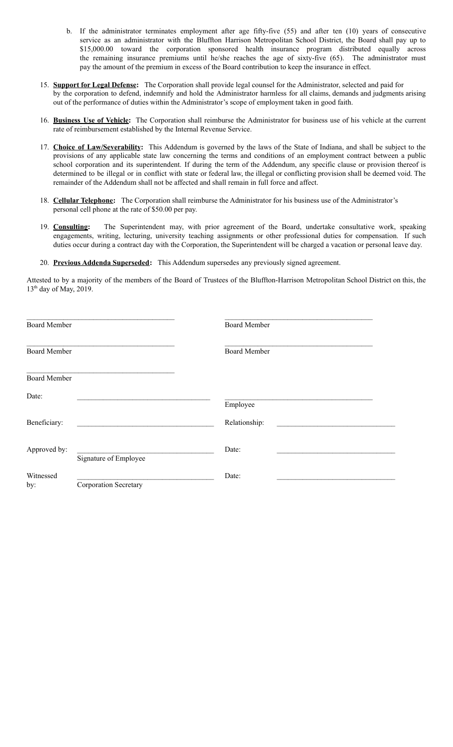b. If the administrator terminates employment after age fifty-five (55) and after ten (10) years of consecutive service as an administrator with the Bluffton Harrison Metropolitan School District, the Board shall pay up to $15,000.00 toward the corporation sponsored health insurance program distributed equally across the remaining insurance premiums until he/she reaches the age of sixty-five (65). The administrator must pay the amount of the premium in excess of the Board contribution to keep the insurance in effect.

15. **Support for Legal Defense:** The Corporation shall provide legal counsel for the Administrator, selected and paid for by the corporation to defend, indemnify and hold the Administrator harmless for all claims, demands and judgments arising out of the performance of duties within the Administrator's scope of employment taken in good faith.

16. **Business Use of Vehicle:** The Corporation shall reimburse the Administrator for business use of his vehicle at the current rate of reimbursement established by the Internal Revenue Service.

17. **Choice of Law/Severability:** This Addendum is governed by the laws of the State of Indiana, and shall be subject to the provisions of any applicable state law concerning the terms and conditions of an employment contract between a public school corporation and its superintendent. If during the term of the Addendum, any specific clause or provision thereof is determined to be illegal or in conflict with state or federal law, the illegal or conflicting provision shall be deemed void. The remainder of the Addendum shall not be affected and shall remain in full force and affect.

18. **Cellular Telephone:** The Corporation shall reimburse the Administrator for his business use of the Administrator's personal cell phone at the rate of $50.00 per pay.

19. **Consulting:** The Superintendent may, with prior agreement of the Board, undertake consultative work, speaking engagements, writing, lecturing, university teaching assignments or other professional duties for compensation. If such duties occur during a contract day with the Corporation, the Superintendent will be charged a vacation or personal leave day.

20. **Previous Addenda Superseded:** This Addendum supersedes any previously signed agreement.

Attested to by a majority of the members of the Board of Trustees of the Bluffton-Harrison Metropolitan School District on this, the 13th day of May, 2019.

\_\_\_\_\_\_\_\_\_\_\_\_\_\_\_\_\_\_\_\_\_\_\_\_\_\_\_\_\_\_\_\_ \_\_\_\_\_\_\_\_\_\_\_\_\_\_\_\_\_\_\_\_\_\_\_\_\_\_\_\_\_\_\_\_
Board Member Board Member

\_\_\_\_\_\_\_\_\_\_\_\_\_\_\_\_\_\_\_\_\_\_\_\_\_\_\_\_\_\_\_\_ \_\_\_\_\_\_\_\_\_\_\_\_\_\_\_\_\_\_\_\_\_\_\_\_\_\_\_\_\_\_\_\_
Board Member Board Member

\_\_\_\_\_\_\_\_\_\_\_\_\_\_\_\_\_\_\_\_\_\_\_\_\_\_\_\_\_\_\_\_
Board Member

Date: \_\_\_\_\_\_\_\_\_\_\_\_\_\_\_\_\_\_\_\_\_\_\_\_\_\_\_\_ \_\_\_\_\_\_\_\_\_\_\_\_\_\_\_\_\_\_\_\_\_\_\_\_\_\_\_\_\_\_\_\_
Employee

Beneficiary: \_\_\_\_\_\_\_\_\_\_\_\_\_\_\_\_\_\_\_\_\_\_\_\_\_\_\_\_ Relationship: \_\_\_\_\_\_\_\_\_\_\_\_\_\_\_\_\_\_\_\_\_\_\_\_\_\_

Approved by: \_\_\_\_\_\_\_\_\_\_\_\_\_\_\_\_\_\_\_\_\_\_\_\_\_\_\_\_ Date: \_\_\_\_\_\_\_\_\_\_\_\_\_\_\_\_\_\_\_\_\_\_\_\_\_\_
Signature of Employee

Witnessed by: \_\_\_\_\_\_\_\_\_\_\_\_\_\_\_\_\_\_\_\_\_\_\_\_\_\_\_\_ Date: \_\_\_\_\_\_\_\_\_\_\_\_\_\_\_\_\_\_\_\_\_\_\_\_\_\_
Corporation Secretary